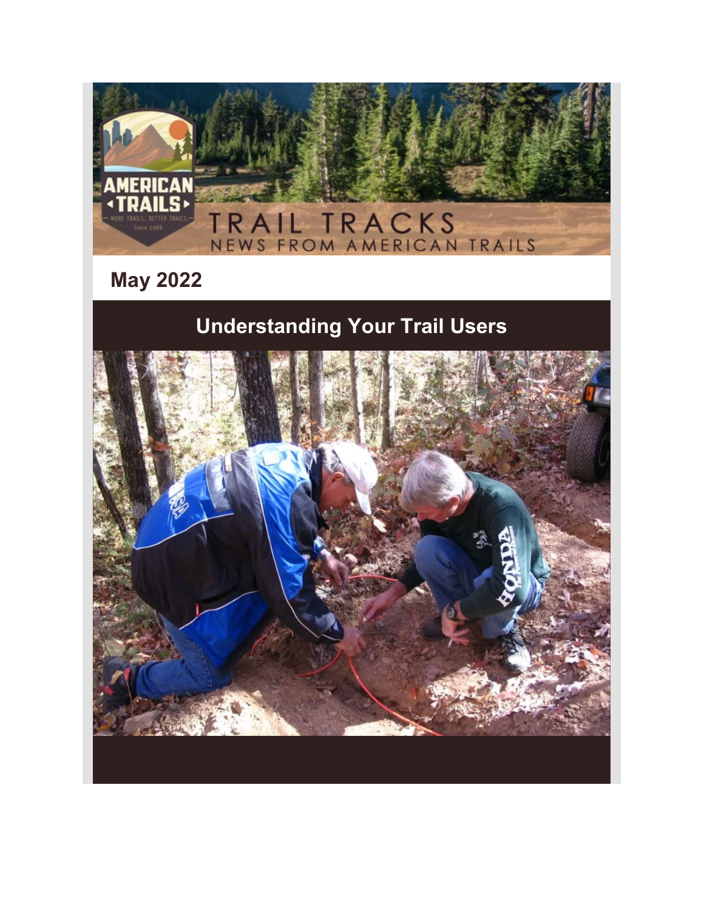# TRAIL TRACKS

NEWS FROM AMERICAN TRAILS

## May 2022

## Understanding Your Trail Users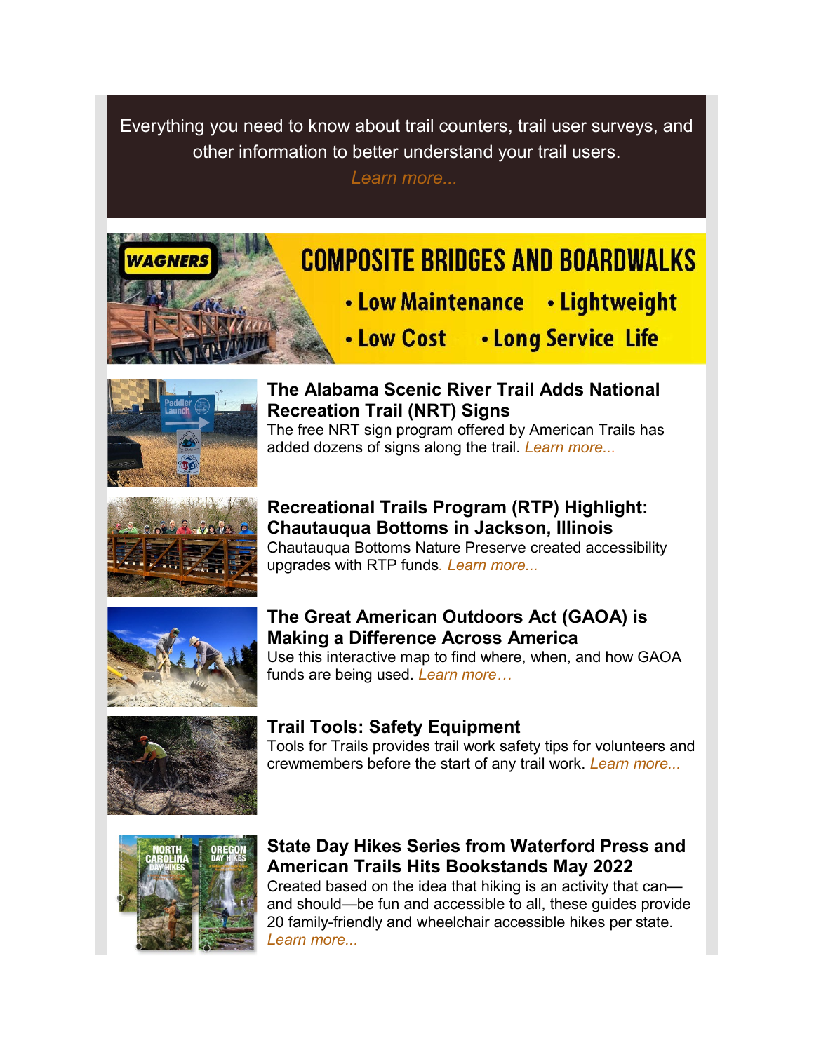Everything you need to know about trail counters, trail user surveys, and other information to better understand your trail users.

*Learn more...*

**WAGNERS**

**COMPOSITE BRIDGES AND BOARDWALKS**

- Low Maintenance
- Lightweight
- Low Cost
- Long Service Life

### The Alabama Scenic River Trail Adds National Recreation Trail (NRT) Signs

The free NRT sign program offered by American Trails has added dozens of signs along the trail. *Learn more...*

### Recreational Trails Program (RTP) Highlight: Chautauqua Bottoms in Jackson, Illinois

Chautauqua Bottoms Nature Preserve created accessibility upgrades with RTP funds. *Learn more...*

### The Great American Outdoors Act (GAOA) is Making a Difference Across America

Use this interactive map to find where, when, and how GAOA funds are being used. *Learn more…*

### Trail Tools: Safety Equipment

Tools for Trails provides trail work safety tips for volunteers and crewmembers before the start of any trail work. *Learn more...*

### State Day Hikes Series from Waterford Press and American Trails Hits Bookstands May 2022

Created based on the idea that hiking is an activity that can—and should—be fun and accessible to all, these guides provide 20 family-friendly and wheelchair accessible hikes per state. *Learn more...*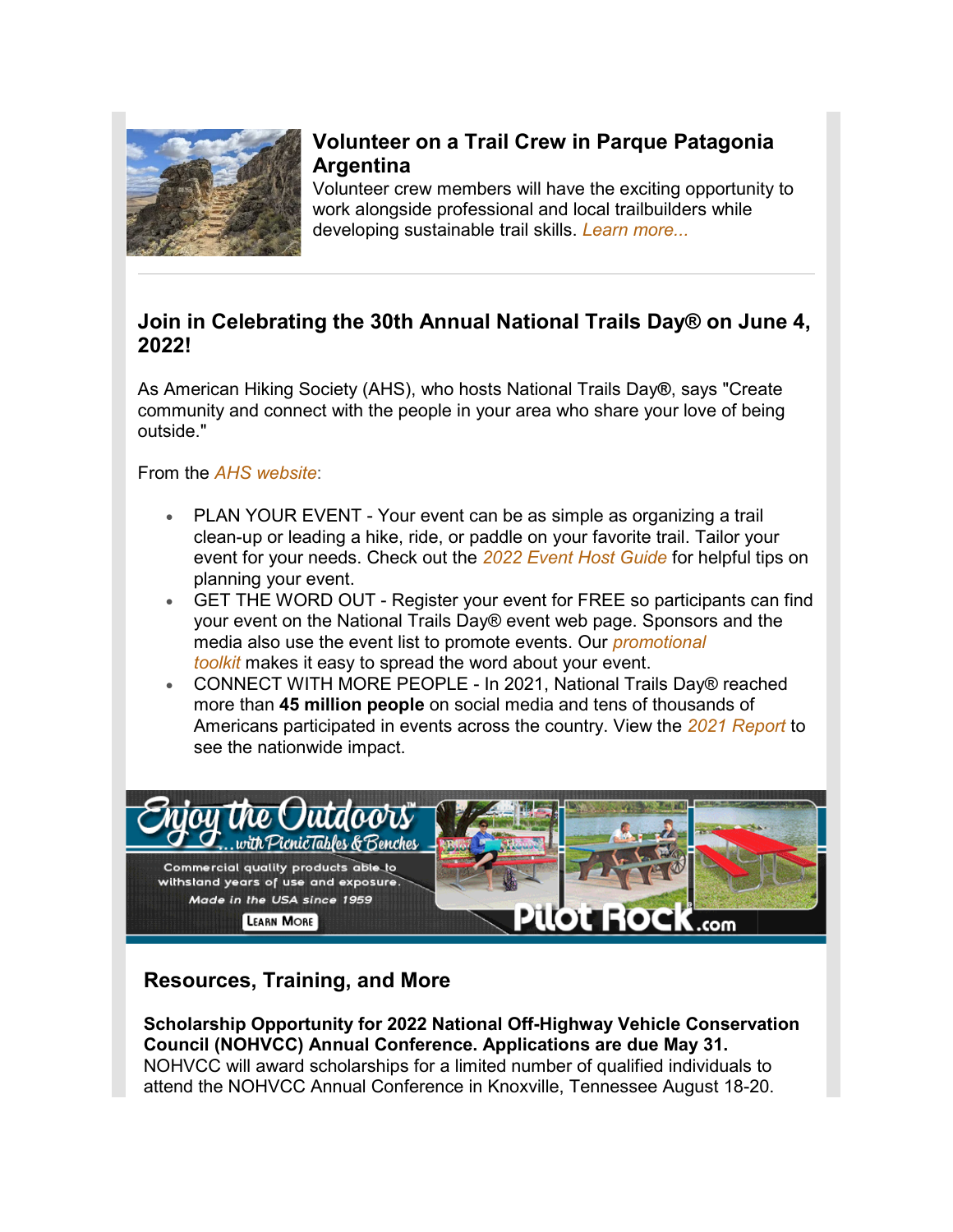### Volunteer on a Trail Crew in Parque Patagonia Argentina

Volunteer crew members will have the exciting opportunity to work alongside professional and local trailbuilders while developing sustainable trail skills. *Learn more...*

---

### Join in Celebrating the 30th Annual National Trails Day® on June 4, 2022!

As American Hiking Society (AHS), who hosts National Trails Day®, says "Create community and connect with the people in your area who share your love of being outside."

From the *AHS website*:

- PLAN YOUR EVENT - Your event can be as simple as organizing a trail clean-up or leading a hike, ride, or paddle on your favorite trail. Tailor your event for your needs. Check out the *2022 Event Host Guide* for helpful tips on planning your event.
- GET THE WORD OUT - Register your event for FREE so participants can find your event on the National Trails Day® event web page. Sponsors and the media also use the event list to promote events. Our *promotional toolkit* makes it easy to spread the word about your event.
- CONNECT WITH MORE PEOPLE - In 2021, National Trails Day® reached more than **45 million people** on social media and tens of thousands of Americans participated in events across the country. View the *2021 Report* to see the nationwide impact.

Enjoy the Outdoors™ ...with Picnic Tables & Benches

Commercial quality products able to withstand years of use and exposure.

Made in the USA since 1959

LEARN MORE

PilotRock.com

### Resources, Training, and More

**Scholarship Opportunity for 2022 National Off-Highway Vehicle Conservation Council (NOHVCC) Annual Conference. Applications are due May 31.**
NOHVCC will award scholarships for a limited number of qualified individuals to attend the NOHVCC Annual Conference in Knoxville, Tennessee August 18-20.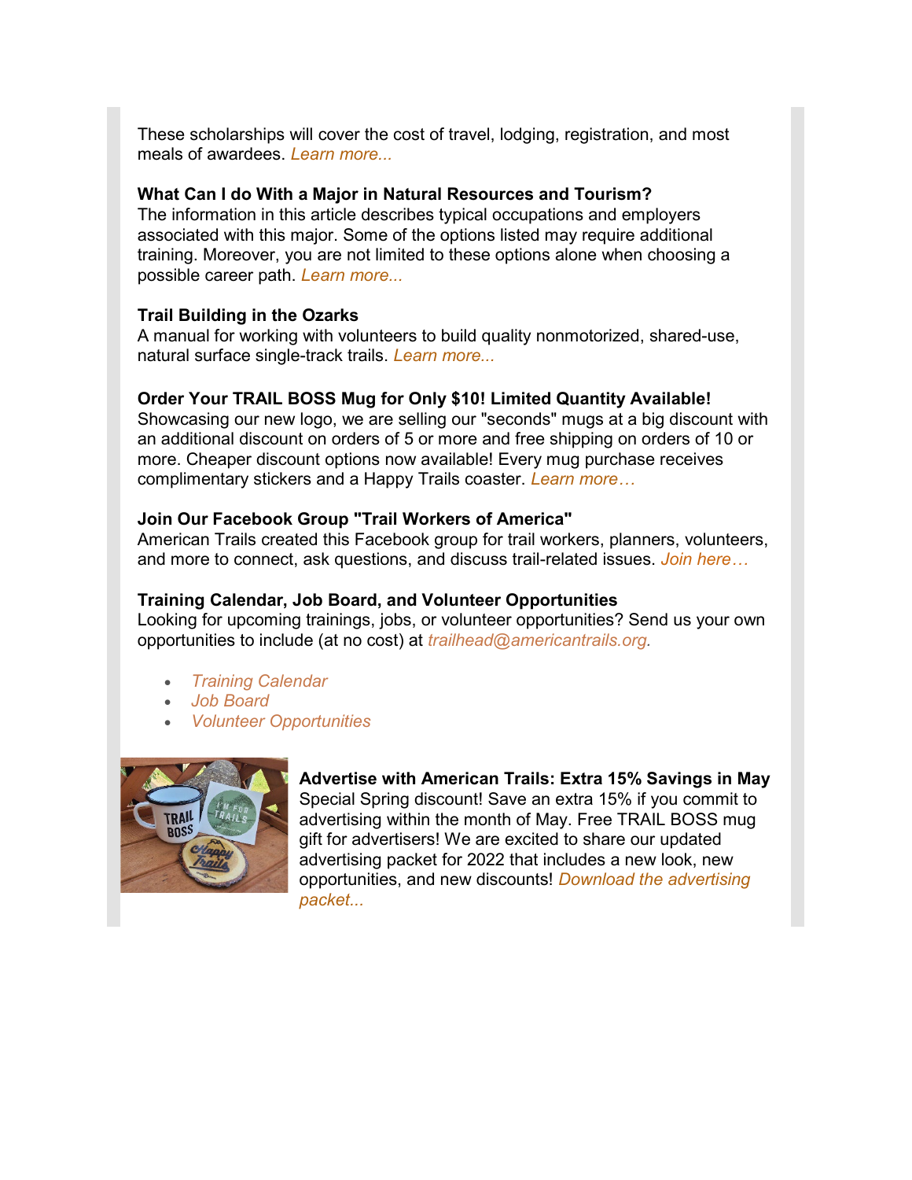These scholarships will cover the cost of travel, lodging, registration, and most meals of awardees. *Learn more...*

**What Can I do With a Major in Natural Resources and Tourism?**
The information in this article describes typical occupations and employers associated with this major. Some of the options listed may require additional training. Moreover, you are not limited to these options alone when choosing a possible career path. *Learn more...*

**Trail Building in the Ozarks**
A manual for working with volunteers to build quality nonmotorized, shared-use, natural surface single-track trails. *Learn more...*

**Order Your TRAIL BOSS Mug for Only $10! Limited Quantity Available!**
Showcasing our new logo, we are selling our "seconds" mugs at a big discount with an additional discount on orders of 5 or more and free shipping on orders of 10 or more. Cheaper discount options now available! Every mug purchase receives complimentary stickers and a Happy Trails coaster. *Learn more…*

**Join Our Facebook Group "Trail Workers of America"**
American Trails created this Facebook group for trail workers, planners, volunteers, and more to connect, ask questions, and discuss trail-related issues. *Join here…*

**Training Calendar, Job Board, and Volunteer Opportunities**
Looking for upcoming trainings, jobs, or volunteer opportunities? Send us your own opportunities to include (at no cost) at *trailhead@americantrails.org.*

- *Training Calendar*
- *Job Board*
- *Volunteer Opportunities*

**Advertise with American Trails: Extra 15% Savings in May**
Special Spring discount! Save an extra 15% if you commit to advertising within the month of May. Free TRAIL BOSS mug gift for advertisers! We are excited to share our updated advertising packet for 2022 that includes a new look, new opportunities, and new discounts! *Download the advertising packet...*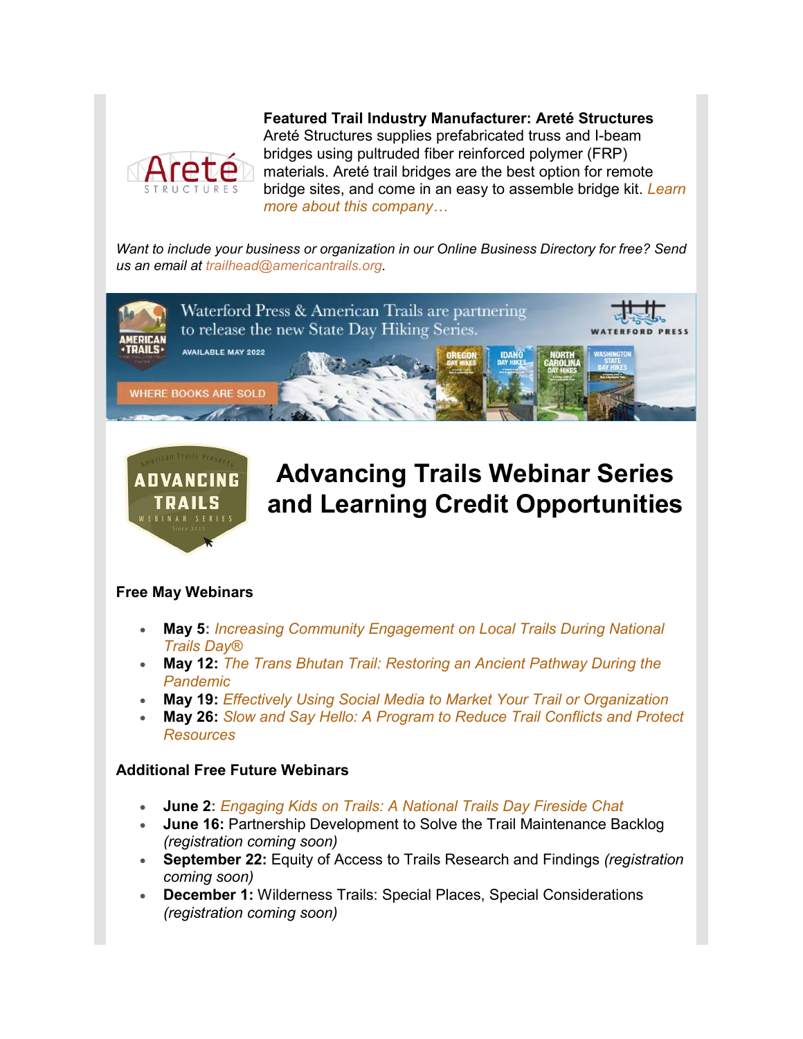**Featured Trail Industry Manufacturer: Areté Structures**
Areté Structures supplies prefabricated truss and I-beam bridges using pultruded fiber reinforced polymer (FRP) materials. Areté trail bridges are the best option for remote bridge sites, and come in an easy to assemble bridge kit. *Learn more about this company…*

*Want to include your business or organization in our Online Business Directory for free? Send us an email at trailhead@americantrails.org.*

Waterford Press & American Trails are partnering to release the new State Day Hiking Series.

AVAILABLE MAY 2022

WHERE BOOKS ARE SOLD

# Advancing Trails Webinar Series and Learning Credit Opportunities

**Free May Webinars**

- **May 5:** *Increasing Community Engagement on Local Trails During National Trails Day®*
- **May 12:** *The Trans Bhutan Trail: Restoring an Ancient Pathway During the Pandemic*
- **May 19:** *Effectively Using Social Media to Market Your Trail or Organization*
- **May 26:** *Slow and Say Hello: A Program to Reduce Trail Conflicts and Protect Resources*

**Additional Free Future Webinars**

- **June 2**: *Engaging Kids on Trails: A National Trails Day Fireside Chat*
- **June 16:** Partnership Development to Solve the Trail Maintenance Backlog *(registration coming soon)*
- **September 22:** Equity of Access to Trails Research and Findings *(registration coming soon)*
- **December 1:** Wilderness Trails: Special Places, Special Considerations *(registration coming soon)*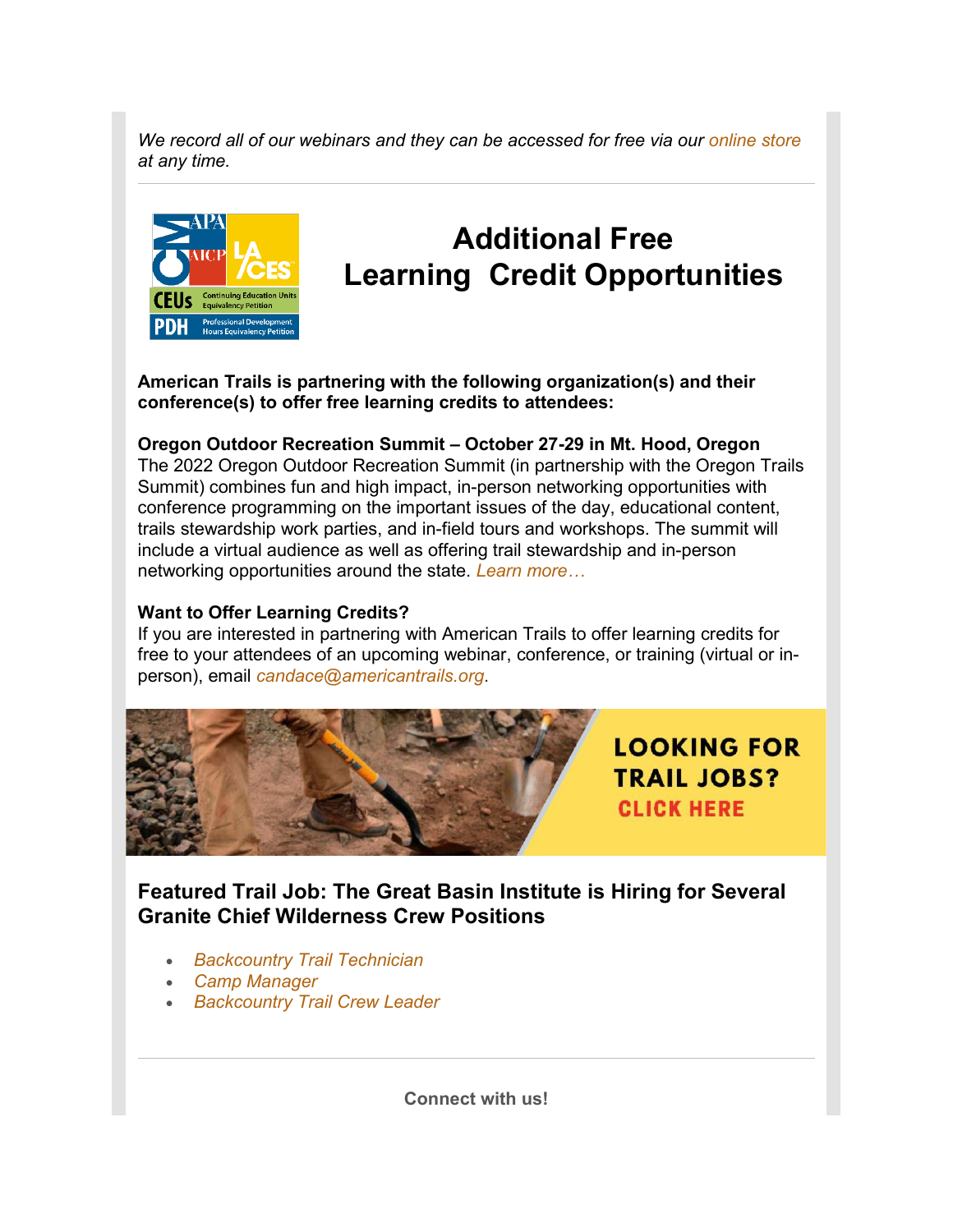*We record all of our webinars and they can be accessed for free via our online store at any time.*

## Additional Free Learning Credit Opportunities

**American Trails is partnering with the following organization(s) and their conference(s) to offer free learning credits to attendees:**

**Oregon Outdoor Recreation Summit – October 27-29 in Mt. Hood, Oregon**
The 2022 Oregon Outdoor Recreation Summit (in partnership with the Oregon Trails Summit) combines fun and high impact, in-person networking opportunities with conference programming on the important issues of the day, educational content, trails stewardship work parties, and in-field tours and workshops. The summit will include a virtual audience as well as offering trail stewardship and in-person networking opportunities around the state. *Learn more…*

**Want to Offer Learning Credits?**
If you are interested in partnering with American Trails to offer learning credits for free to your attendees of an upcoming webinar, conference, or training (virtual or in-person), email *candace@americantrails.org*.

LOOKING FOR TRAIL JOBS? CLICK HERE

## Featured Trail Job: The Great Basin Institute is Hiring for Several Granite Chief Wilderness Crew Positions

- *Backcountry Trail Technician*
- *Camp Manager*
- *Backcountry Trail Crew Leader*

**Connect with us!**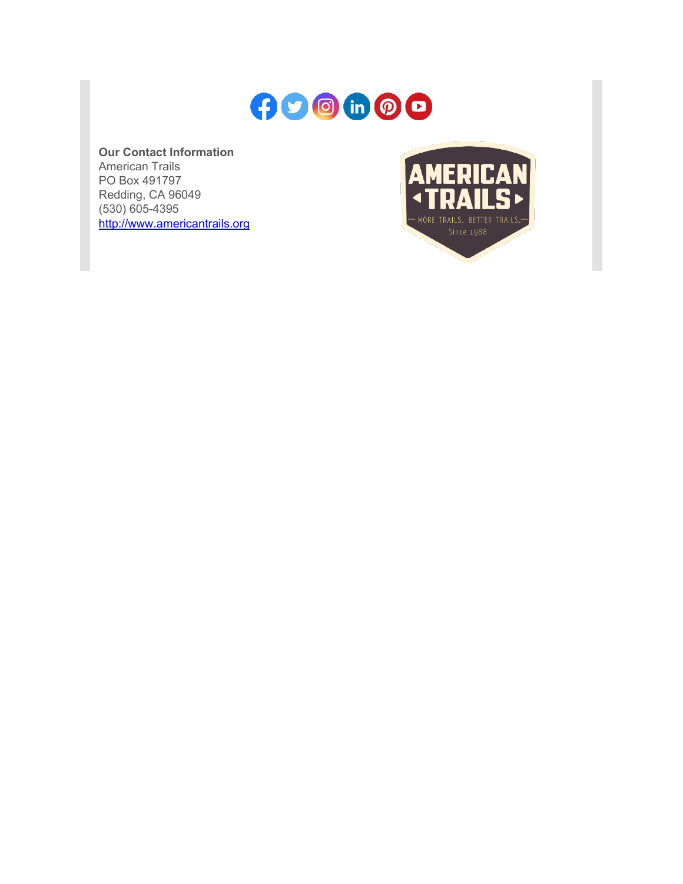**Our Contact Information**
American Trails
PO Box 491797
Redding, CA 96049
(530) 605-4395
http://www.americantrails.org

AMERICAN
TRAILS
MORE TRAILS. BETTER TRAILS.
Since 1988